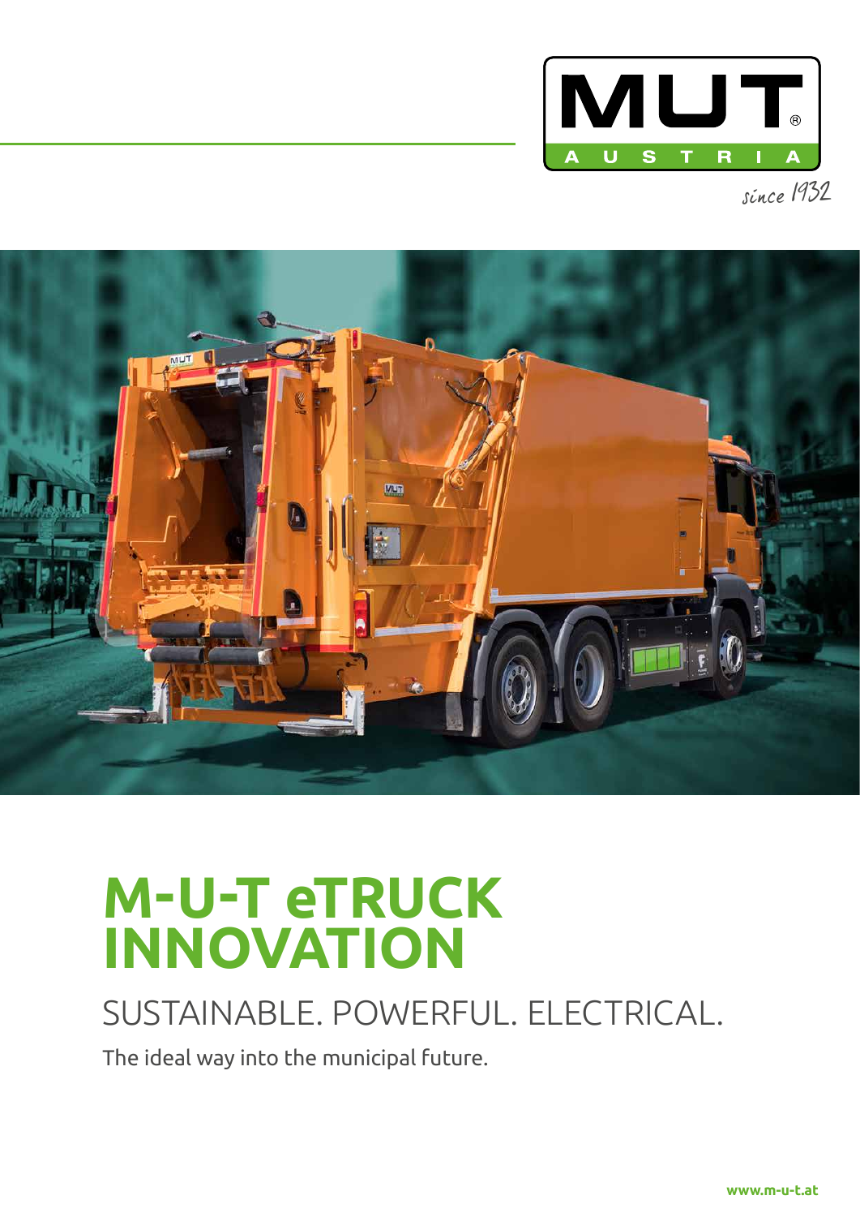MUT AUSTRIA

since 1932

# M-U-T eTRUCK INNOVATION

## SUSTAINABLE. POWERFUL. ELECTRICAL.

The ideal way into the municipal future.

www.m-u-t.at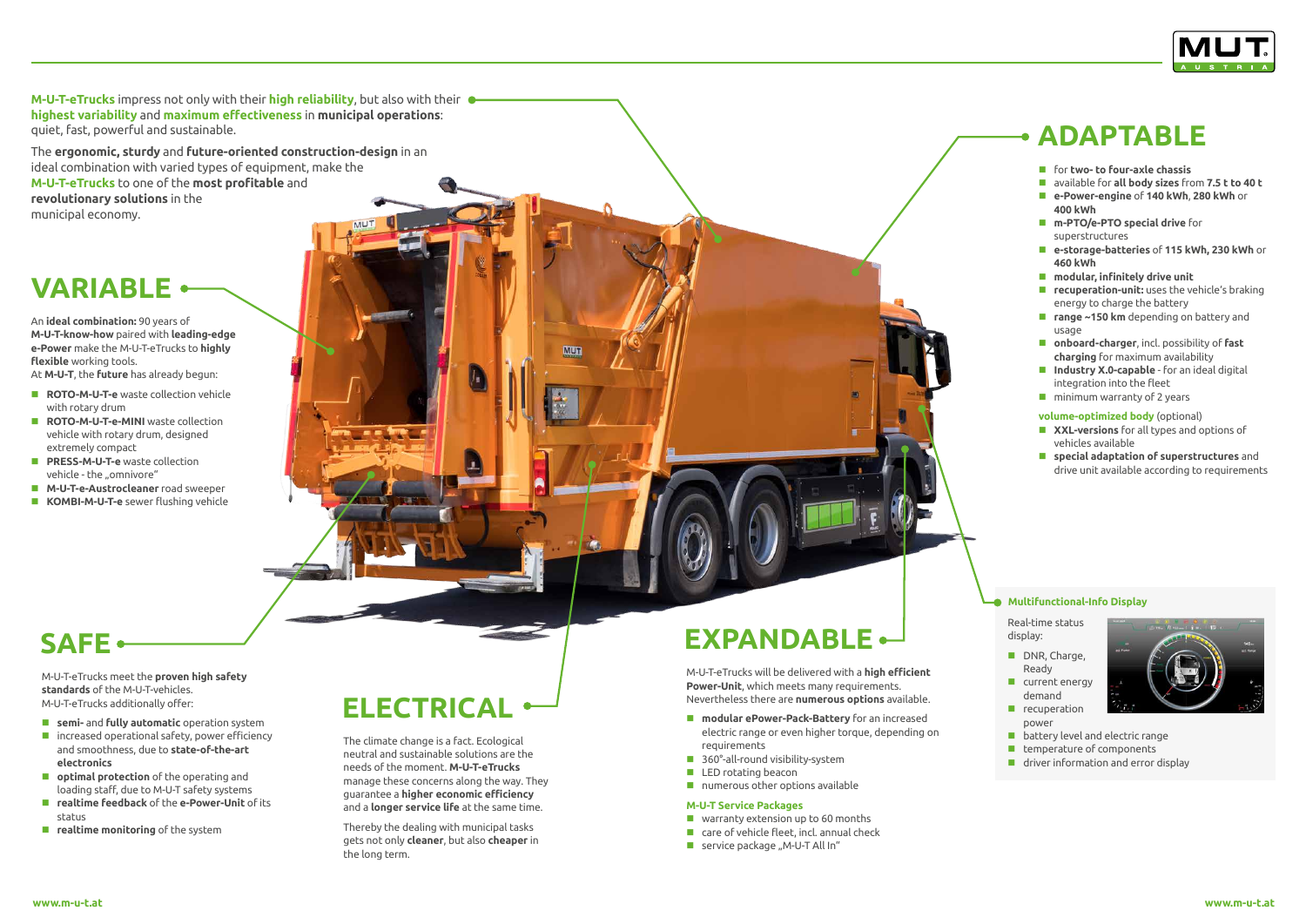**M-U-T-eTrucks** impress not only with their **high reliability**, but also with their **highest variability** and **maximum effectiveness** in **municipal operations**: quiet, fast, powerful and sustainable.

The **ergonomic, sturdy** and **future-oriented construction-design** in an ideal combination with varied types of equipment, make the **M-U-T-eTrucks** to one of the **most profitable** and **revolutionary solutions** in the municipal economy.

## VARIABLE

An **ideal combination:** 90 years of **M-U-T-know-how** paired with **leading-edge e-Power** make the M-U-T-eTrucks to **highly flexible** working tools.
At **M-U-T**, the **future** has already begun:

- **ROTO-M-U-T-e** waste collection vehicle with rotary drum
- **ROTO-M-U-T-e-MINI** waste collection vehicle with rotary drum, designed extremely compact
- **PRESS-M-U-T-e** waste collection vehicle - the „omnivore"
- **M-U-T-e-Austrocleaner** road sweeper
- **KOMBI-M-U-T-e** sewer flushing vehicle

## SAFE

M-U-T-eTrucks meet the **proven high safety standards** of the M-U-T-vehicles.
M-U-T-eTrucks additionally offer:

- **semi-** and **fully automatic** operation system
- increased operational safety, power efficiency and smoothness, due to **state-of-the-art electronics**
- **optimal protection** of the operating and loading staff, due to M-U-T safety systems
- **realtime feedback** of the **e-Power-Unit** of its status
- **realtime monitoring** of the system

## ELECTRICAL

The climate change is a fact. Ecological neutral and sustainable solutions are the needs of the moment. **M-U-T-eTrucks** manage these concerns along the way. They guarantee a **higher economic efficiency** and a **longer service life** at the same time.

Thereby the dealing with municipal tasks gets not only **cleaner**, but also **cheaper** in the long term.

## EXPANDABLE

M-U-T-eTrucks will be delivered with a **high efficient Power-Unit**, which meets many requirements. Nevertheless there are **numerous options** available.

- **modular ePower-Pack-Battery** for an increased electric range or even higher torque, depending on requirements
- 360°-all-round visibility-system
- LED rotating beacon
- numerous other options available

**M-U-T Service Packages**

- warranty extension up to 60 months
- care of vehicle fleet, incl. annual check
- service package „M-U-T All In"

## ADAPTABLE

- for **two- to four-axle chassis**
- available for **all body sizes** from **7.5 t to 40 t**
- **e-Power-engine** of **140 kWh**, **280 kWh** or **400 kWh**
- **m-PTO/e-PTO special drive** for superstructures
- **e-storage-batteries** of **115 kWh, 230 kWh** or **460 kWh**
- **modular, infinitely drive unit**
- **recuperation-unit:** uses the vehicle's braking energy to charge the battery
- **range ~150 km** depending on battery and usage
- **onboard-charger**, incl. possibility of **fast charging** for maximum availability
- **Industry X.0-capable** - for an ideal digital integration into the fleet
- minimum warranty of 2 years

**volume-optimized body** (optional)

- **XXL-versions** for all types and options of vehicles available
- **special adaptation of superstructures** and drive unit available according to requirements

**Multifunctional-Info Display**

Real-time status display:

- DNR, Charge, Ready
- current energy demand
- recuperation power
- battery level and electric range
- temperature of components
- driver information and error display

www.m-u-t.at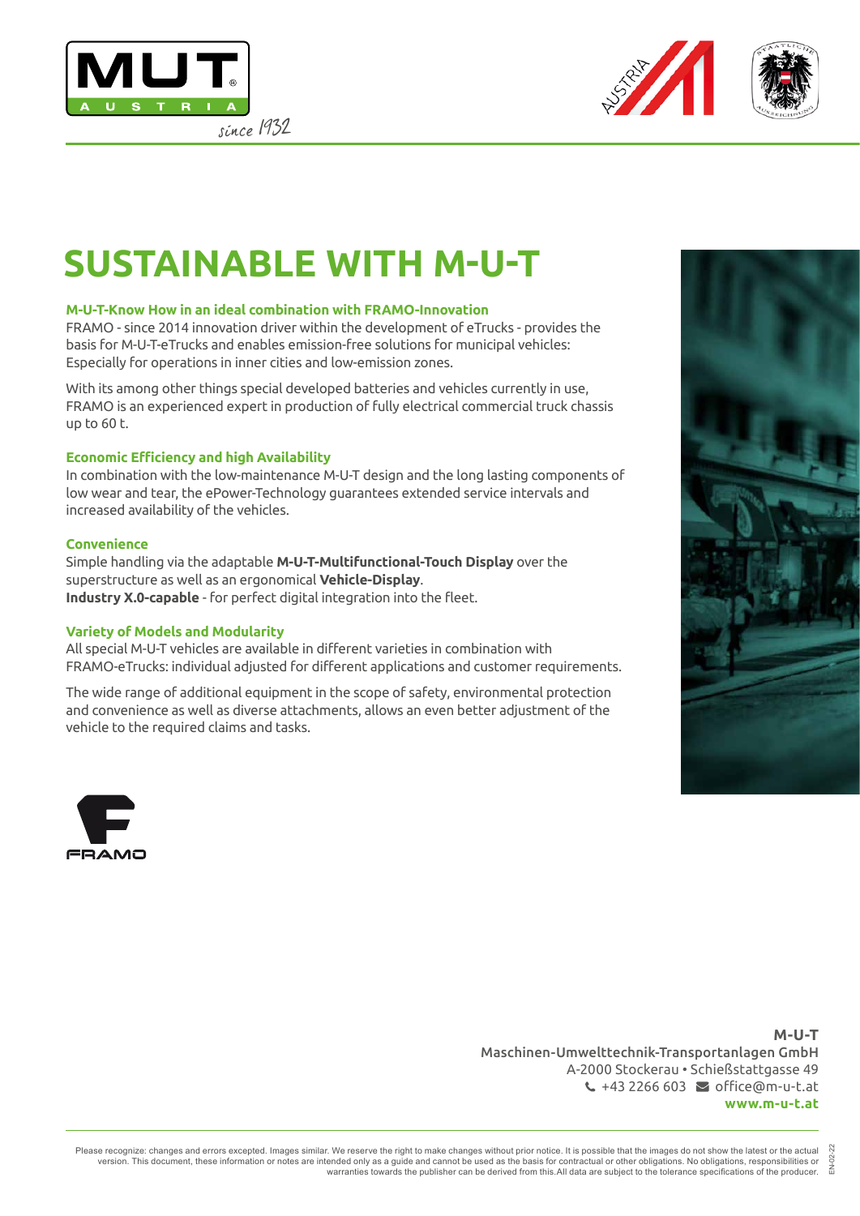# SUSTAINABLE WITH M-U-T

### M-U-T-Know How in an ideal combination with FRAMO-Innovation

FRAMO - since 2014 innovation driver within the development of eTrucks - provides the basis for M-U-T-eTrucks and enables emission-free solutions for municipal vehicles: Especially for operations in inner cities and low-emission zones.

With its among other things special developed batteries and vehicles currently in use, FRAMO is an experienced expert in production of fully electrical commercial truck chassis up to 60 t.

### Economic Efficiency and high Availability

In combination with the low-maintenance M-U-T design and the long lasting components of low wear and tear, the ePower-Technology guarantees extended service intervals and increased availability of the vehicles.

### Convenience

Simple handling via the adaptable **M-U-T-Multifunctional-Touch Display** over the superstructure as well as an ergonomical **Vehicle-Display**.
**Industry X.0-capable** - for perfect digital integration into the fleet.

### Variety of Models and Modularity

All special M-U-T vehicles are available in different varieties in combination with FRAMO-eTrucks: individual adjusted for different applications and customer requirements.

The wide range of additional equipment in the scope of safety, environmental protection and convenience as well as diverse attachments, allows an even better adjustment of the vehicle to the required claims and tasks.

FRAMO

**M-U-T**
Maschinen-Umwelttechnik-Transportanlagen GmbH
A-2000 Stockerau • Schießstattgasse 49
+43 2266 603 office@m-u-t.at
**www.m-u-t.at**

Please recognize: changes and errors excepted. Images similar. We reserve the right to make changes without prior notice. It is possible that the images do not show the latest or the actual version. This document, these information or notes are intended only as a guide and cannot be used as the basis for contractual or other obligations. No obligations, responsibilities or warranties towards the publisher can be derived from this.All data are subject to the tolerance specifications of the producer.

EN-02-22